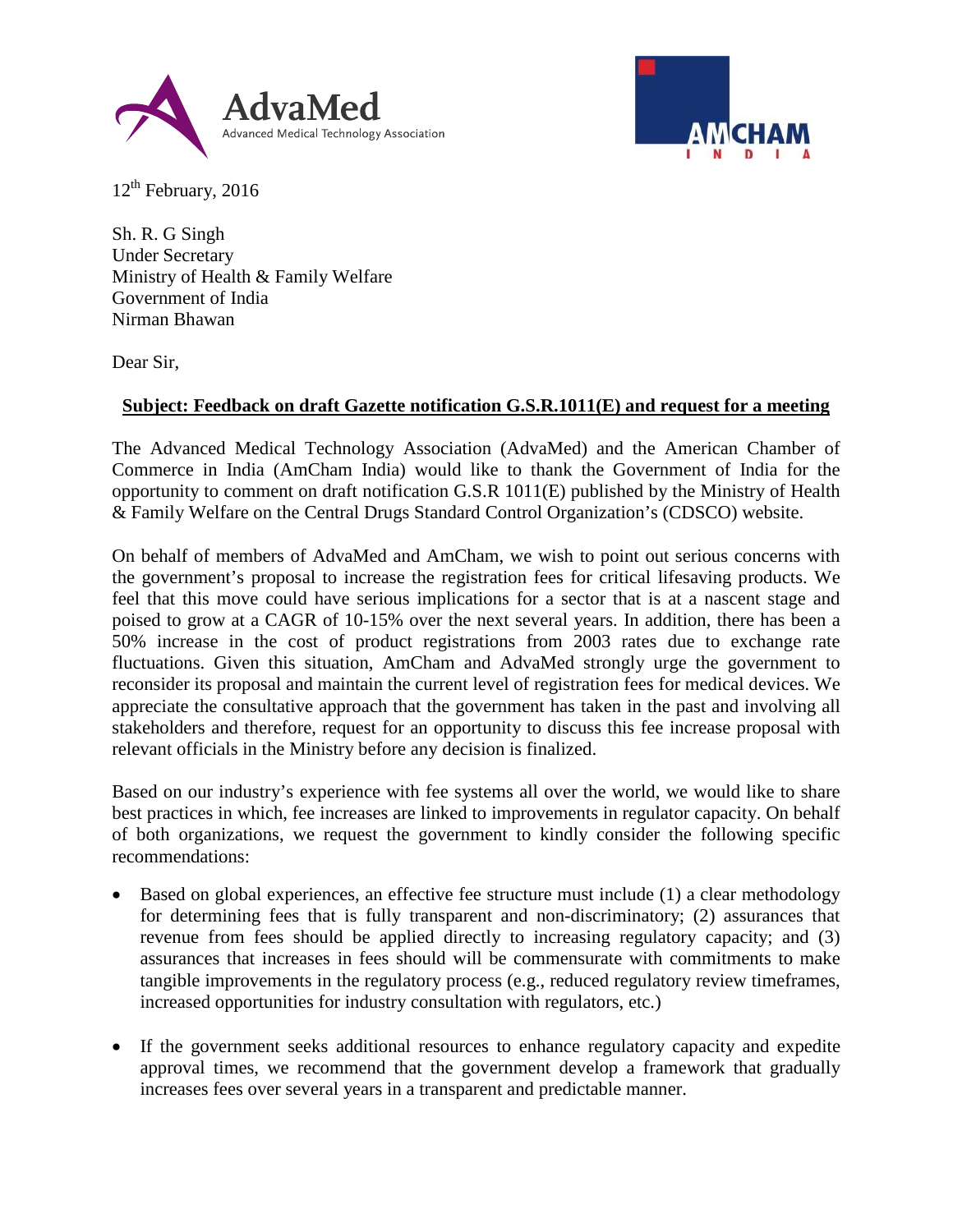12th February, 2016

Sh. R. G Singh
Under Secretary
Ministry of Health & Family Welfare
Government of India
Nirman Bhawan

Dear Sir,

**Subject: Feedback on draft Gazette notification G.S.R.1011(E) and request for a meeting**

The Advanced Medical Technology Association (AdvaMed) and the American Chamber of Commerce in India (AmCham India) would like to thank the Government of India for the opportunity to comment on draft notification G.S.R 1011(E) published by the Ministry of Health & Family Welfare on the Central Drugs Standard Control Organization's (CDSCO) website.

On behalf of members of AdvaMed and AmCham, we wish to point out serious concerns with the government's proposal to increase the registration fees for critical lifesaving products. We feel that this move could have serious implications for a sector that is at a nascent stage and poised to grow at a CAGR of 10-15% over the next several years. In addition, there has been a 50% increase in the cost of product registrations from 2003 rates due to exchange rate fluctuations. Given this situation, AmCham and AdvaMed strongly urge the government to reconsider its proposal and maintain the current level of registration fees for medical devices. We appreciate the consultative approach that the government has taken in the past and involving all stakeholders and therefore, request for an opportunity to discuss this fee increase proposal with relevant officials in the Ministry before any decision is finalized.

Based on our industry's experience with fee systems all over the world, we would like to share best practices in which, fee increases are linked to improvements in regulator capacity. On behalf of both organizations, we request the government to kindly consider the following specific recommendations:

- Based on global experiences, an effective fee structure must include (1) a clear methodology for determining fees that is fully transparent and non-discriminatory; (2) assurances that revenue from fees should be applied directly to increasing regulatory capacity; and (3) assurances that increases in fees should will be commensurate with commitments to make tangible improvements in the regulatory process (e.g., reduced regulatory review timeframes, increased opportunities for industry consultation with regulators, etc.)

- If the government seeks additional resources to enhance regulatory capacity and expedite approval times, we recommend that the government develop a framework that gradually increases fees over several years in a transparent and predictable manner.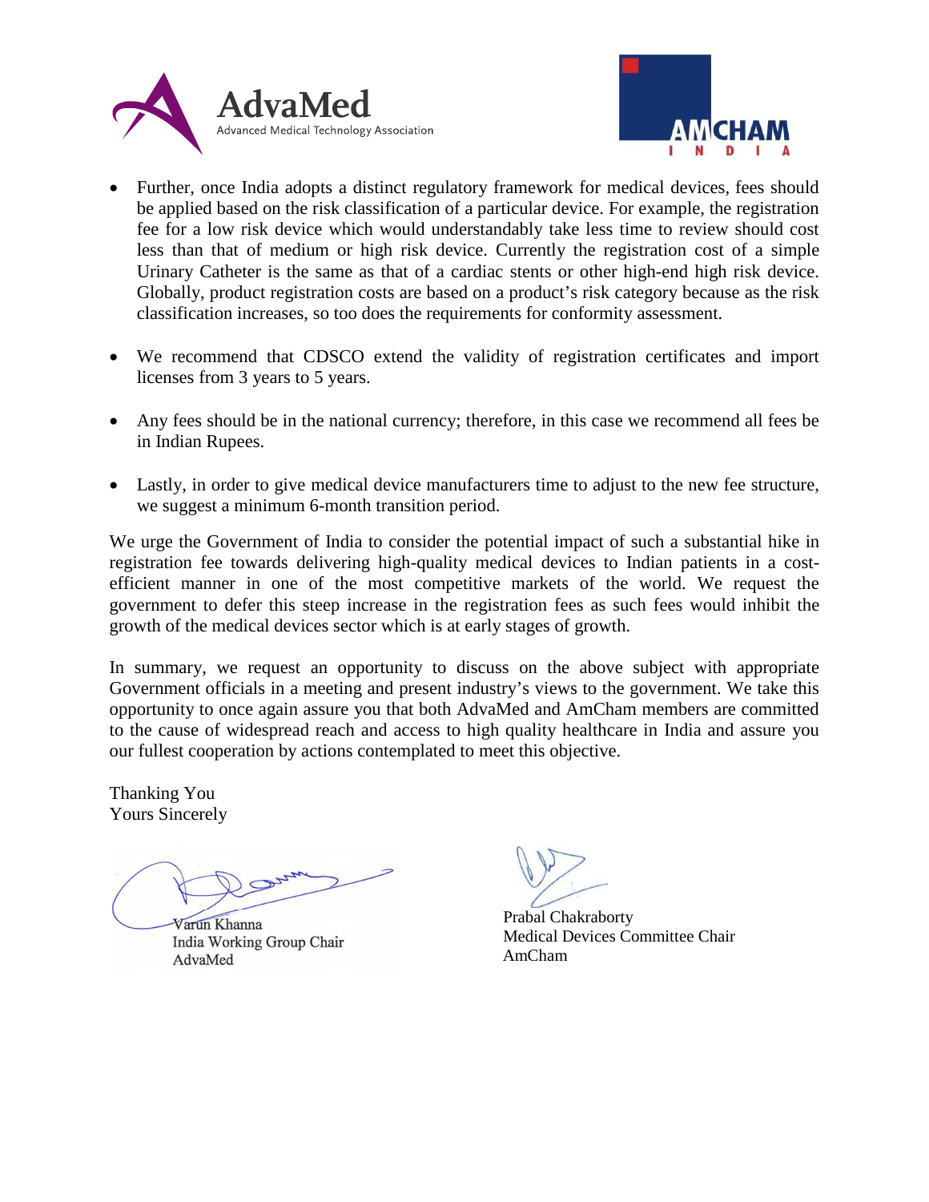- Further, once India adopts a distinct regulatory framework for medical devices, fees should be applied based on the risk classification of a particular device. For example, the registration fee for a low risk device which would understandably take less time to review should cost less than that of medium or high risk device. Currently the registration cost of a simple Urinary Catheter is the same as that of a cardiac stents or other high-end high risk device. Globally, product registration costs are based on a product's risk category because as the risk classification increases, so too does the requirements for conformity assessment.

- We recommend that CDSCO extend the validity of registration certificates and import licenses from 3 years to 5 years.

- Any fees should be in the national currency; therefore, in this case we recommend all fees be in Indian Rupees.

- Lastly, in order to give medical device manufacturers time to adjust to the new fee structure, we suggest a minimum 6-month transition period.

We urge the Government of India to consider the potential impact of such a substantial hike in registration fee towards delivering high-quality medical devices to Indian patients in a cost-efficient manner in one of the most competitive markets of the world. We request the government to defer this steep increase in the registration fees as such fees would inhibit the growth of the medical devices sector which is at early stages of growth.

In summary, we request an opportunity to discuss on the above subject with appropriate Government officials in a meeting and present industry's views to the government. We take this opportunity to once again assure you that both AdvaMed and AmCham members are committed to the cause of widespread reach and access to high quality healthcare in India and assure you our fullest cooperation by actions contemplated to meet this objective.

Thanking You
Yours Sincerely

Varun Khanna
India Working Group Chair
AdvaMed

Prabal Chakraborty
Medical Devices Committee Chair
AmCham